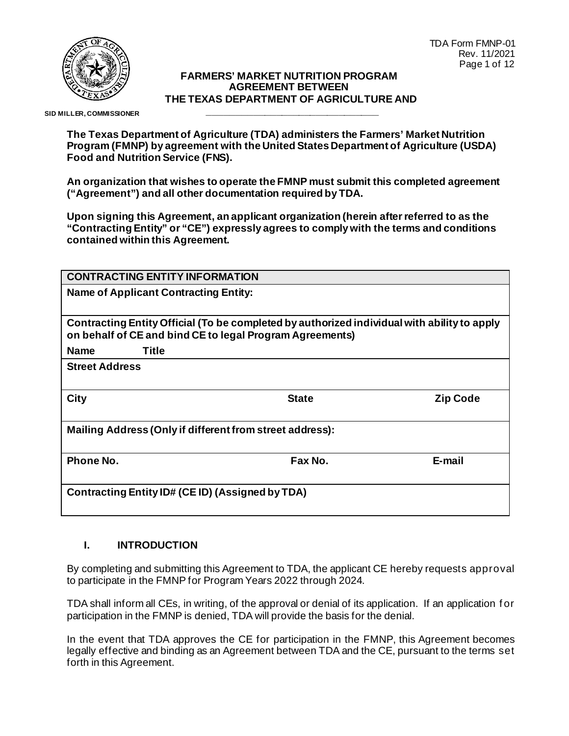TDA Form FMNP-01
Rev. 11/2021

SID MILLER, COMMISSIONER

# FARMERS' MARKET NUTRITION PROGRAM AGREEMENT BETWEEN THE TEXAS DEPARTMENT OF AGRICULTURE AND ____________________

**The Texas Department of Agriculture (TDA) administers the Farmers' Market Nutrition Program (FMNP) by agreement with the United States Department of Agriculture (USDA) Food and Nutrition Service (FNS).**

**An organization that wishes to operate the FMNP must submit this completed agreement ("Agreement") and all other documentation required by TDA.**

**Upon signing this Agreement, an applicant organization (herein after referred to as the "Contracting Entity" or "CE") expressly agrees to comply with the terms and conditions contained within this Agreement.**

| CONTRACTING ENTITY INFORMATION | | |
|---|---|---|
| **Name of Applicant Contracting Entity:** | | |
| **Contracting Entity Official (To be completed by authorized individual with ability to apply on behalf of CE and bind CE to legal Program Agreements)** | | |
| **Name** **Title** | | |
| **Street Address** | | |
| **City** | **State** | **Zip Code** |
| **Mailing Address (Only if different from street address):** | | |
| **Phone No.** | **Fax No.** | **E-mail** |
| **Contracting Entity ID# (CE ID) (Assigned by TDA)** | | |

## I. INTRODUCTION

By completing and submitting this Agreement to TDA, the applicant CE hereby requests approval to participate in the FMNP for Program Years 2022 through 2024.

TDA shall inform all CEs, in writing, of the approval or denial of its application. If an application for participation in the FMNP is denied, TDA will provide the basis for the denial.

In the event that TDA approves the CE for participation in the FMNP, this Agreement becomes legally effective and binding as an Agreement between TDA and the CE, pursuant to the terms set forth in this Agreement.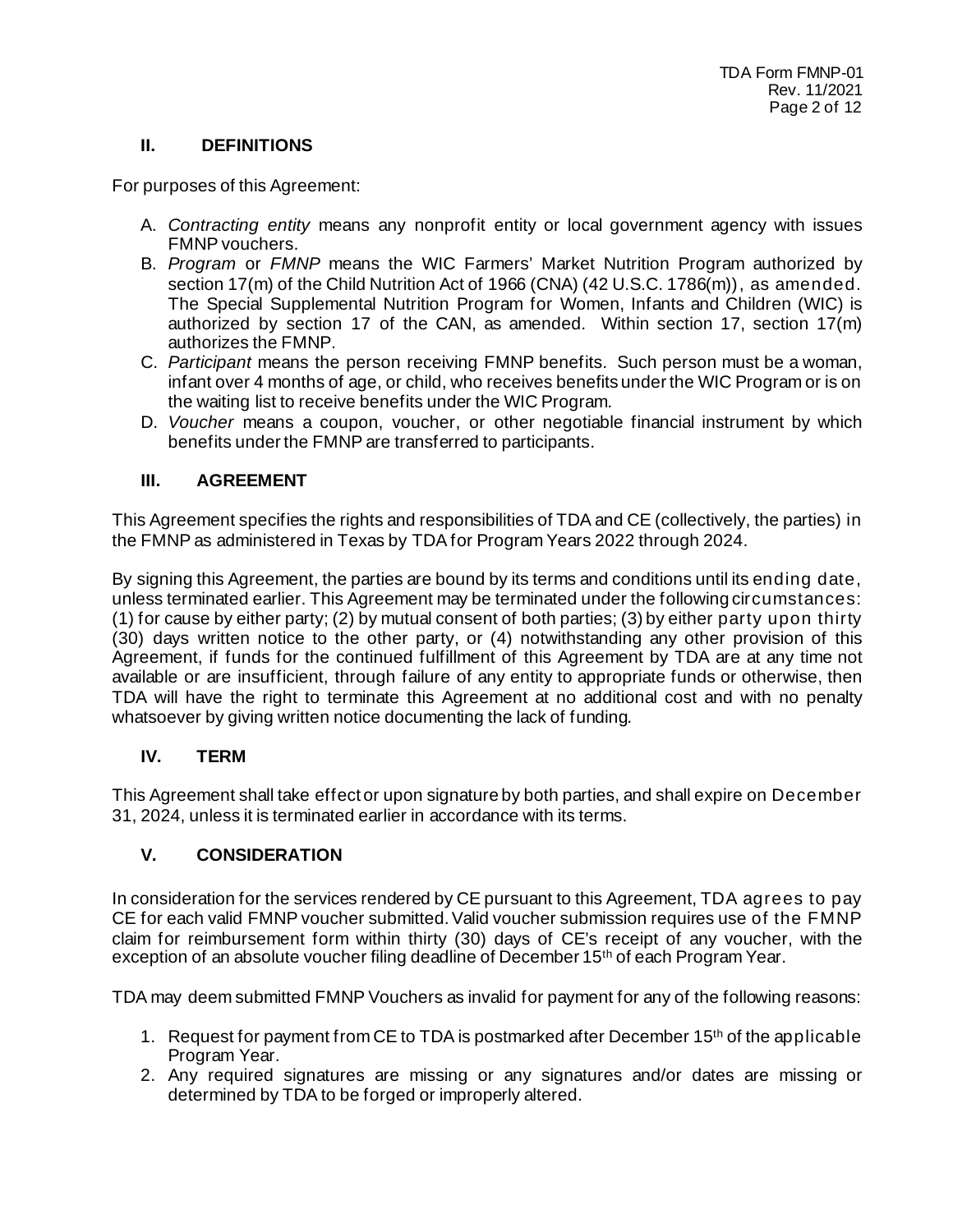## II. DEFINITIONS

For purposes of this Agreement:

A. *Contracting entity* means any nonprofit entity or local government agency with issues FMNP vouchers.
B. *Program* or *FMNP* means the WIC Farmers' Market Nutrition Program authorized by section 17(m) of the Child Nutrition Act of 1966 (CNA) (42 U.S.C. 1786(m)), as amended. The Special Supplemental Nutrition Program for Women, Infants and Children (WIC) is authorized by section 17 of the CAN, as amended. Within section 17, section 17(m) authorizes the FMNP.
C. *Participant* means the person receiving FMNP benefits. Such person must be a woman, infant over 4 months of age, or child, who receives benefits under the WIC Program or is on the waiting list to receive benefits under the WIC Program.
D. *Voucher* means a coupon, voucher, or other negotiable financial instrument by which benefits under the FMNP are transferred to participants.

## III. AGREEMENT

This Agreement specifies the rights and responsibilities of TDA and CE (collectively, the parties) in the FMNP as administered in Texas by TDA for Program Years 2022 through 2024.

By signing this Agreement, the parties are bound by its terms and conditions until its ending date, unless terminated earlier. This Agreement may be terminated under the following circumstances: (1) for cause by either party; (2) by mutual consent of both parties; (3) by either party upon thirty (30) days written notice to the other party, or (4) notwithstanding any other provision of this Agreement, if funds for the continued fulfillment of this Agreement by TDA are at any time not available or are insufficient, through failure of any entity to appropriate funds or otherwise, then TDA will have the right to terminate this Agreement at no additional cost and with no penalty whatsoever by giving written notice documenting the lack of funding.

## IV. TERM

This Agreement shall take effect or upon signature by both parties, and shall expire on December 31, 2024, unless it is terminated earlier in accordance with its terms.

## V. CONSIDERATION

In consideration for the services rendered by CE pursuant to this Agreement, TDA agrees to pay CE for each valid FMNP voucher submitted. Valid voucher submission requires use of the FMNP claim for reimbursement form within thirty (30) days of CE's receipt of any voucher, with the exception of an absolute voucher filing deadline of December 15th of each Program Year.

TDA may deem submitted FMNP Vouchers as invalid for payment for any of the following reasons:

1. Request for payment from CE to TDA is postmarked after December 15th of the applicable Program Year.
2. Any required signatures are missing or any signatures and/or dates are missing or determined by TDA to be forged or improperly altered.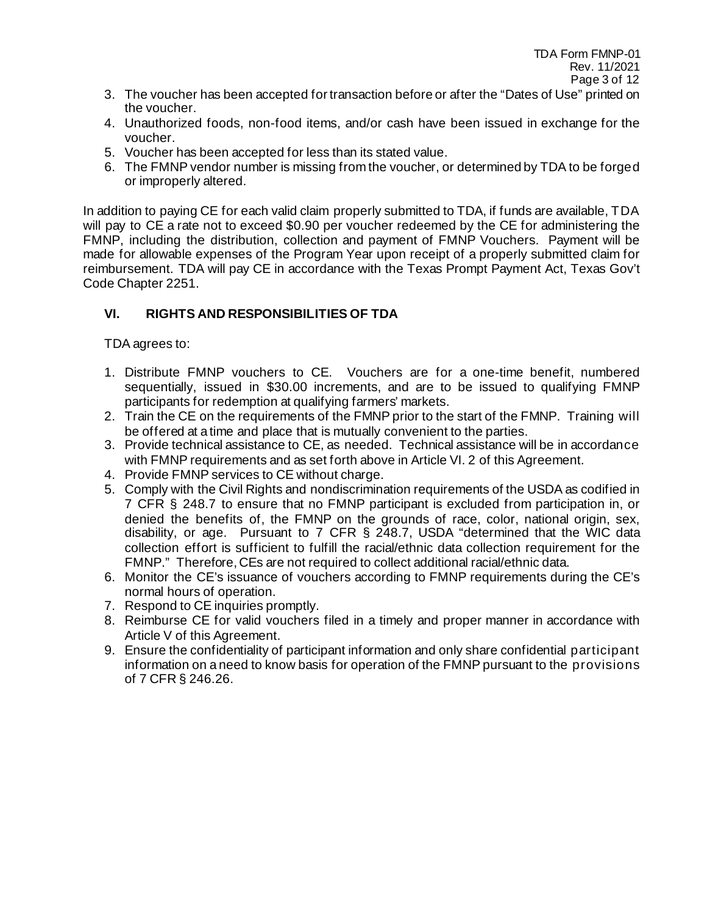3. The voucher has been accepted for transaction before or after the "Dates of Use" printed on the voucher.
4. Unauthorized foods, non-food items, and/or cash have been issued in exchange for the voucher.
5. Voucher has been accepted for less than its stated value.
6. The FMNP vendor number is missing from the voucher, or determined by TDA to be forged or improperly altered.

In addition to paying CE for each valid claim properly submitted to TDA, if funds are available, TDA will pay to CE a rate not to exceed $0.90 per voucher redeemed by the CE for administering the FMNP, including the distribution, collection and payment of FMNP Vouchers. Payment will be made for allowable expenses of the Program Year upon receipt of a properly submitted claim for reimbursement. TDA will pay CE in accordance with the Texas Prompt Payment Act, Texas Gov't Code Chapter 2251.

## VI. RIGHTS AND RESPONSIBILITIES OF TDA

TDA agrees to:

1. Distribute FMNP vouchers to CE. Vouchers are for a one-time benefit, numbered sequentially, issued in $30.00 increments, and are to be issued to qualifying FMNP participants for redemption at qualifying farmers' markets.
2. Train the CE on the requirements of the FMNP prior to the start of the FMNP. Training will be offered at a time and place that is mutually convenient to the parties.
3. Provide technical assistance to CE, as needed. Technical assistance will be in accordance with FMNP requirements and as set forth above in Article VI. 2 of this Agreement.
4. Provide FMNP services to CE without charge.
5. Comply with the Civil Rights and nondiscrimination requirements of the USDA as codified in 7 CFR § 248.7 to ensure that no FMNP participant is excluded from participation in, or denied the benefits of, the FMNP on the grounds of race, color, national origin, sex, disability, or age. Pursuant to 7 CFR § 248.7, USDA "determined that the WIC data collection effort is sufficient to fulfill the racial/ethnic data collection requirement for the FMNP." Therefore, CEs are not required to collect additional racial/ethnic data.
6. Monitor the CE's issuance of vouchers according to FMNP requirements during the CE's normal hours of operation.
7. Respond to CE inquiries promptly.
8. Reimburse CE for valid vouchers filed in a timely and proper manner in accordance with Article V of this Agreement.
9. Ensure the confidentiality of participant information and only share confidential participant information on a need to know basis for operation of the FMNP pursuant to the provisions of 7 CFR § 246.26.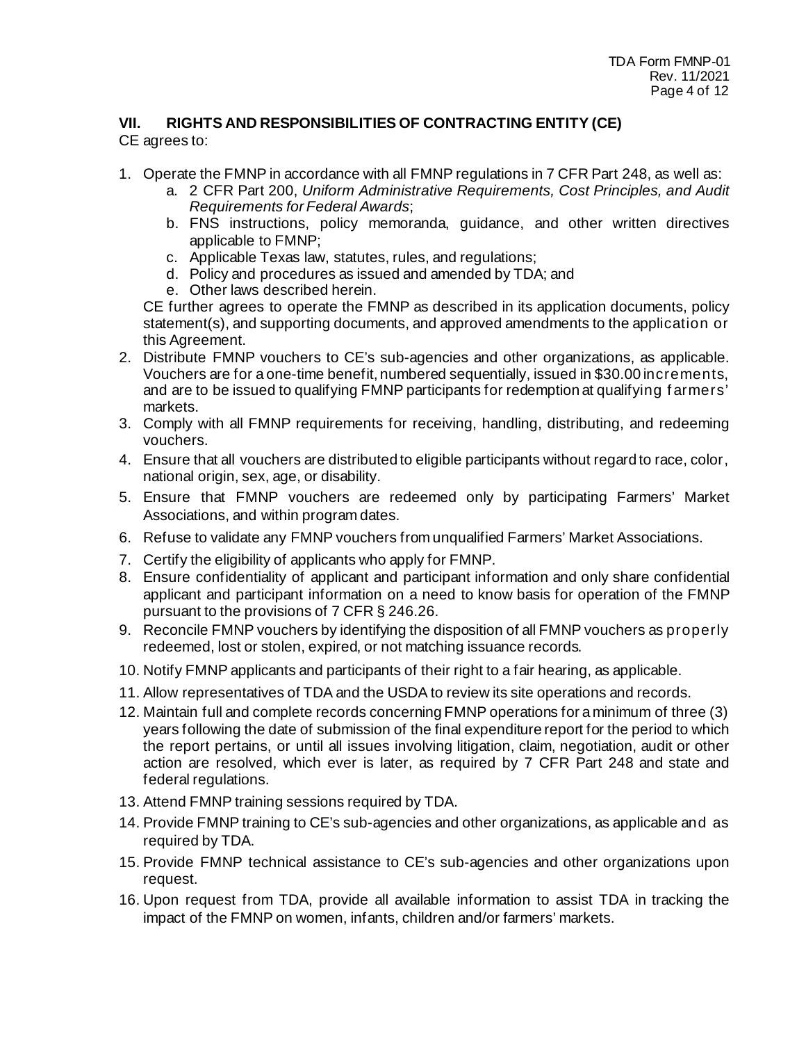## VII. RIGHTS AND RESPONSIBILITIES OF CONTRACTING ENTITY (CE)

CE agrees to:

1. Operate the FMNP in accordance with all FMNP regulations in 7 CFR Part 248, as well as:
   a. 2 CFR Part 200, *Uniform Administrative Requirements, Cost Principles, and Audit Requirements for Federal Awards*;
   b. FNS instructions, policy memoranda, guidance, and other written directives applicable to FMNP;
   c. Applicable Texas law, statutes, rules, and regulations;
   d. Policy and procedures as issued and amended by TDA; and
   e. Other laws described herein.

   CE further agrees to operate the FMNP as described in its application documents, policy statement(s), and supporting documents, and approved amendments to the application or this Agreement.
2. Distribute FMNP vouchers to CE's sub-agencies and other organizations, as applicable. Vouchers are for a one-time benefit, numbered sequentially, issued in $30.00 increments, and are to be issued to qualifying FMNP participants for redemption at qualifying farmers' markets.
3. Comply with all FMNP requirements for receiving, handling, distributing, and redeeming vouchers.
4. Ensure that all vouchers are distributed to eligible participants without regard to race, color, national origin, sex, age, or disability.
5. Ensure that FMNP vouchers are redeemed only by participating Farmers' Market Associations, and within program dates.
6. Refuse to validate any FMNP vouchers from unqualified Farmers' Market Associations.
7. Certify the eligibility of applicants who apply for FMNP.
8. Ensure confidentiality of applicant and participant information and only share confidential applicant and participant information on a need to know basis for operation of the FMNP pursuant to the provisions of 7 CFR § 246.26.
9. Reconcile FMNP vouchers by identifying the disposition of all FMNP vouchers as properly redeemed, lost or stolen, expired, or not matching issuance records.
10. Notify FMNP applicants and participants of their right to a fair hearing, as applicable.
11. Allow representatives of TDA and the USDA to review its site operations and records.
12. Maintain full and complete records concerning FMNP operations for a minimum of three (3) years following the date of submission of the final expenditure report for the period to which the report pertains, or until all issues involving litigation, claim, negotiation, audit or other action are resolved, which ever is later, as required by 7 CFR Part 248 and state and federal regulations.
13. Attend FMNP training sessions required by TDA.
14. Provide FMNP training to CE's sub-agencies and other organizations, as applicable and as required by TDA.
15. Provide FMNP technical assistance to CE's sub-agencies and other organizations upon request.
16. Upon request from TDA, provide all available information to assist TDA in tracking the impact of the FMNP on women, infants, children and/or farmers' markets.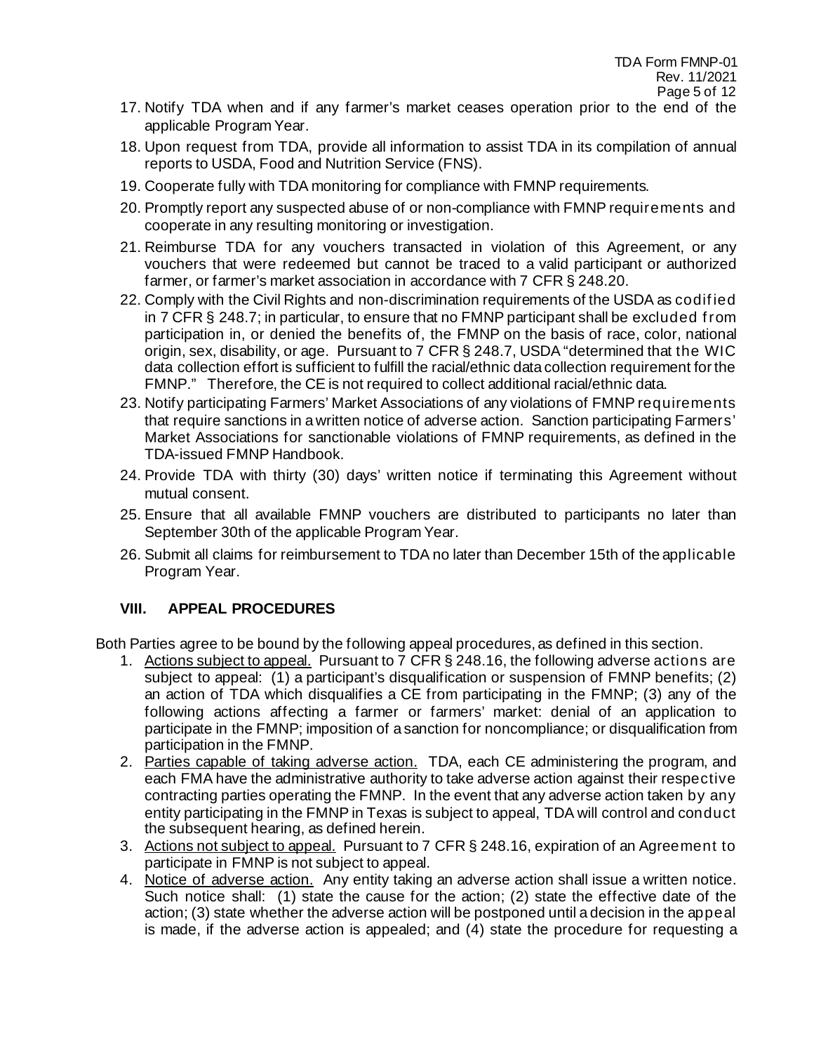17. Notify TDA when and if any farmer's market ceases operation prior to the end of the applicable Program Year.
18. Upon request from TDA, provide all information to assist TDA in its compilation of annual reports to USDA, Food and Nutrition Service (FNS).
19. Cooperate fully with TDA monitoring for compliance with FMNP requirements.
20. Promptly report any suspected abuse of or non-compliance with FMNP requirements and cooperate in any resulting monitoring or investigation.
21. Reimburse TDA for any vouchers transacted in violation of this Agreement, or any vouchers that were redeemed but cannot be traced to a valid participant or authorized farmer, or farmer's market association in accordance with 7 CFR § 248.20.
22. Comply with the Civil Rights and non-discrimination requirements of the USDA as codified in 7 CFR § 248.7; in particular, to ensure that no FMNP participant shall be excluded from participation in, or denied the benefits of, the FMNP on the basis of race, color, national origin, sex, disability, or age. Pursuant to 7 CFR § 248.7, USDA "determined that the WIC data collection effort is sufficient to fulfill the racial/ethnic data collection requirement for the FMNP." Therefore, the CE is not required to collect additional racial/ethnic data.
23. Notify participating Farmers' Market Associations of any violations of FMNP requirements that require sanctions in a written notice of adverse action. Sanction participating Farmers' Market Associations for sanctionable violations of FMNP requirements, as defined in the TDA-issued FMNP Handbook.
24. Provide TDA with thirty (30) days' written notice if terminating this Agreement without mutual consent.
25. Ensure that all available FMNP vouchers are distributed to participants no later than September 30th of the applicable Program Year.
26. Submit all claims for reimbursement to TDA no later than December 15th of the applicable Program Year.

## VIII. APPEAL PROCEDURES

Both Parties agree to be bound by the following appeal procedures, as defined in this section.

1. Actions subject to appeal. Pursuant to 7 CFR § 248.16, the following adverse actions are subject to appeal: (1) a participant's disqualification or suspension of FMNP benefits; (2) an action of TDA which disqualifies a CE from participating in the FMNP; (3) any of the following actions affecting a farmer or farmers' market: denial of an application to participate in the FMNP; imposition of a sanction for noncompliance; or disqualification from participation in the FMNP.
2. Parties capable of taking adverse action. TDA, each CE administering the program, and each FMA have the administrative authority to take adverse action against their respective contracting parties operating the FMNP. In the event that any adverse action taken by any entity participating in the FMNP in Texas is subject to appeal, TDA will control and conduct the subsequent hearing, as defined herein.
3. Actions not subject to appeal. Pursuant to 7 CFR § 248.16, expiration of an Agreement to participate in FMNP is not subject to appeal.
4. Notice of adverse action. Any entity taking an adverse action shall issue a written notice. Such notice shall: (1) state the cause for the action; (2) state the effective date of the action; (3) state whether the adverse action will be postponed until a decision in the appeal is made, if the adverse action is appealed; and (4) state the procedure for requesting a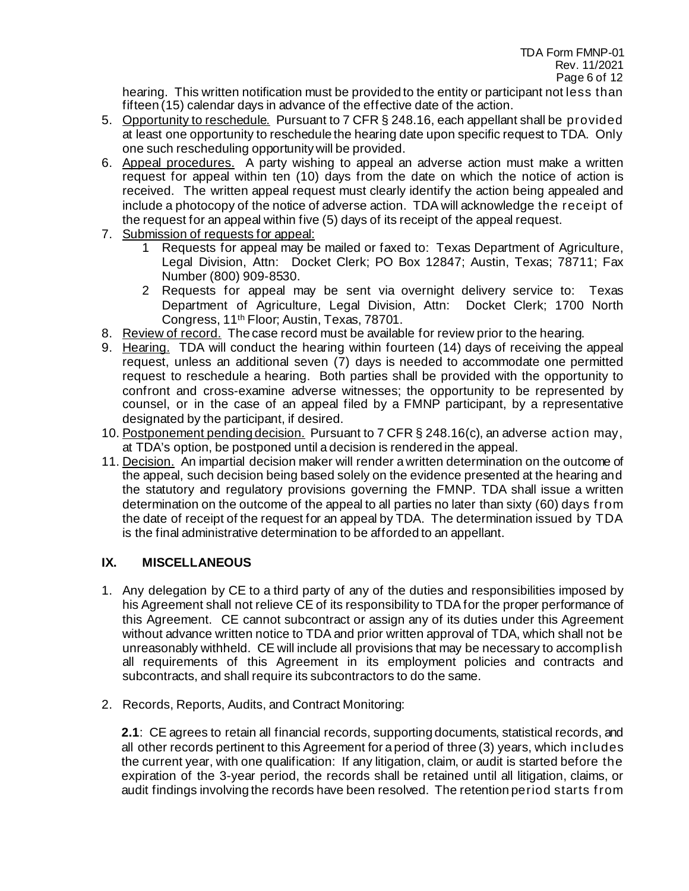hearing. This written notification must be provided to the entity or participant not less than fifteen (15) calendar days in advance of the effective date of the action.

5. Opportunity to reschedule. Pursuant to 7 CFR § 248.16, each appellant shall be provided at least one opportunity to reschedule the hearing date upon specific request to TDA. Only one such rescheduling opportunity will be provided.
6. Appeal procedures. A party wishing to appeal an adverse action must make a written request for appeal within ten (10) days from the date on which the notice of action is received. The written appeal request must clearly identify the action being appealed and include a photocopy of the notice of adverse action. TDA will acknowledge the receipt of the request for an appeal within five (5) days of its receipt of the appeal request.
7. Submission of requests for appeal:
   1. Requests for appeal may be mailed or faxed to: Texas Department of Agriculture, Legal Division, Attn: Docket Clerk; PO Box 12847; Austin, Texas; 78711; Fax Number (800) 909-8530.
   2. Requests for appeal may be sent via overnight delivery service to: Texas Department of Agriculture, Legal Division, Attn: Docket Clerk; 1700 North Congress, 11th Floor; Austin, Texas, 78701.
8. Review of record. The case record must be available for review prior to the hearing.
9. Hearing. TDA will conduct the hearing within fourteen (14) days of receiving the appeal request, unless an additional seven (7) days is needed to accommodate one permitted request to reschedule a hearing. Both parties shall be provided with the opportunity to confront and cross-examine adverse witnesses; the opportunity to be represented by counsel, or in the case of an appeal filed by a FMNP participant, by a representative designated by the participant, if desired.
10. Postponement pending decision. Pursuant to 7 CFR § 248.16(c), an adverse action may, at TDA's option, be postponed until a decision is rendered in the appeal.
11. Decision. An impartial decision maker will render a written determination on the outcome of the appeal, such decision being based solely on the evidence presented at the hearing and the statutory and regulatory provisions governing the FMNP. TDA shall issue a written determination on the outcome of the appeal to all parties no later than sixty (60) days from the date of receipt of the request for an appeal by TDA. The determination issued by TDA is the final administrative determination to be afforded to an appellant.

## IX. MISCELLANEOUS

1. Any delegation by CE to a third party of any of the duties and responsibilities imposed by his Agreement shall not relieve CE of its responsibility to TDA for the proper performance of this Agreement. CE cannot subcontract or assign any of its duties under this Agreement without advance written notice to TDA and prior written approval of TDA, which shall not be unreasonably withheld. CE will include all provisions that may be necessary to accomplish all requirements of this Agreement in its employment policies and contracts and subcontracts, and shall require its subcontractors to do the same.

2. Records, Reports, Audits, and Contract Monitoring:

   **2.1**: CE agrees to retain all financial records, supporting documents, statistical records, and all other records pertinent to this Agreement for a period of three (3) years, which includes the current year, with one qualification: If any litigation, claim, or audit is started before the expiration of the 3-year period, the records shall be retained until all litigation, claims, or audit findings involving the records have been resolved. The retention period starts from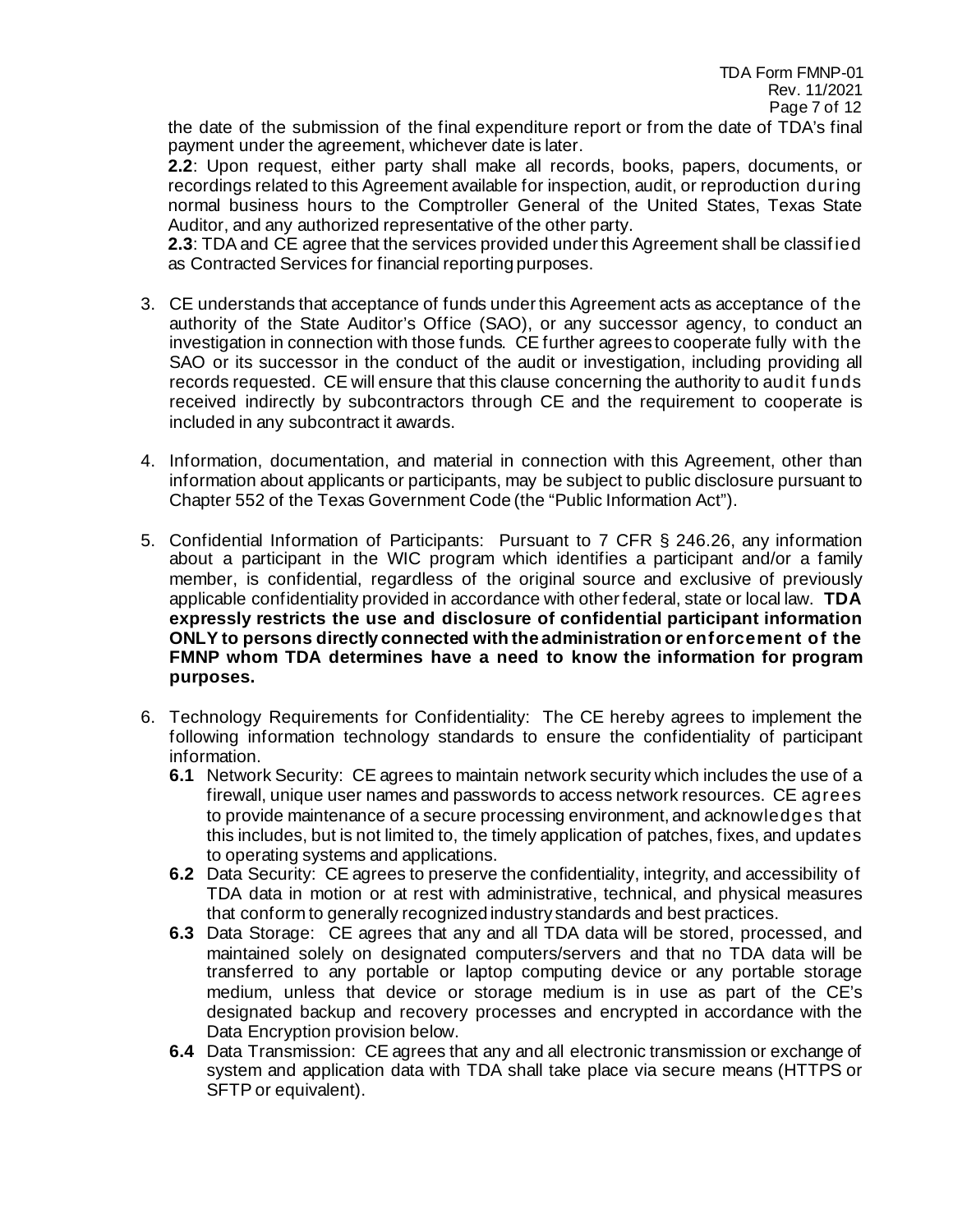the date of the submission of the final expenditure report or from the date of TDA's final payment under the agreement, whichever date is later.

**2.2**: Upon request, either party shall make all records, books, papers, documents, or recordings related to this Agreement available for inspection, audit, or reproduction during normal business hours to the Comptroller General of the United States, Texas State Auditor, and any authorized representative of the other party.

**2.3**: TDA and CE agree that the services provided under this Agreement shall be classified as Contracted Services for financial reporting purposes.

3. CE understands that acceptance of funds under this Agreement acts as acceptance of the authority of the State Auditor's Office (SAO), or any successor agency, to conduct an investigation in connection with those funds. CE further agrees to cooperate fully with the SAO or its successor in the conduct of the audit or investigation, including providing all records requested. CE will ensure that this clause concerning the authority to audit funds received indirectly by subcontractors through CE and the requirement to cooperate is included in any subcontract it awards.

4. Information, documentation, and material in connection with this Agreement, other than information about applicants or participants, may be subject to public disclosure pursuant to Chapter 552 of the Texas Government Code (the "Public Information Act").

5. Confidential Information of Participants: Pursuant to 7 CFR § 246.26, any information about a participant in the WIC program which identifies a participant and/or a family member, is confidential, regardless of the original source and exclusive of previously applicable confidentiality provided in accordance with other federal, state or local law. **TDA expressly restricts the use and disclosure of confidential participant information ONLY to persons directly connected with the administration or enforcement of the FMNP whom TDA determines have a need to know the information for program purposes.**

6. Technology Requirements for Confidentiality: The CE hereby agrees to implement the following information technology standards to ensure the confidentiality of participant information.

   **6.1** Network Security: CE agrees to maintain network security which includes the use of a firewall, unique user names and passwords to access network resources. CE agrees to provide maintenance of a secure processing environment, and acknowledges that this includes, but is not limited to, the timely application of patches, fixes, and updates to operating systems and applications.

   **6.2** Data Security: CE agrees to preserve the confidentiality, integrity, and accessibility of TDA data in motion or at rest with administrative, technical, and physical measures that conform to generally recognized industry standards and best practices.

   **6.3** Data Storage: CE agrees that any and all TDA data will be stored, processed, and maintained solely on designated computers/servers and that no TDA data will be transferred to any portable or laptop computing device or any portable storage medium, unless that device or storage medium is in use as part of the CE's designated backup and recovery processes and encrypted in accordance with the Data Encryption provision below.

   **6.4** Data Transmission: CE agrees that any and all electronic transmission or exchange of system and application data with TDA shall take place via secure means (HTTPS or SFTP or equivalent).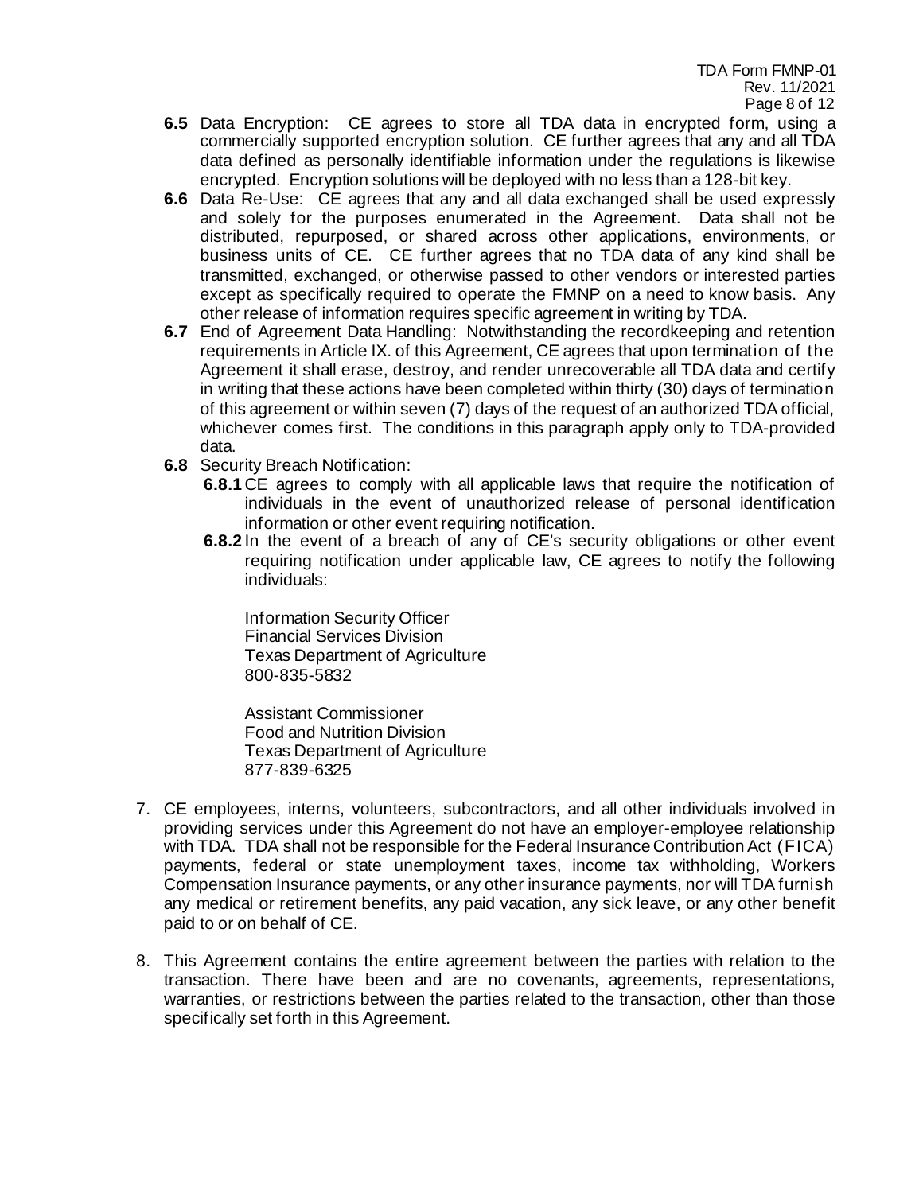**6.5** Data Encryption: CE agrees to store all TDA data in encrypted form, using a commercially supported encryption solution. CE further agrees that any and all TDA data defined as personally identifiable information under the regulations is likewise encrypted. Encryption solutions will be deployed with no less than a 128-bit key.

**6.6** Data Re-Use: CE agrees that any and all data exchanged shall be used expressly and solely for the purposes enumerated in the Agreement. Data shall not be distributed, repurposed, or shared across other applications, environments, or business units of CE. CE further agrees that no TDA data of any kind shall be transmitted, exchanged, or otherwise passed to other vendors or interested parties except as specifically required to operate the FMNP on a need to know basis. Any other release of information requires specific agreement in writing by TDA.

**6.7** End of Agreement Data Handling: Notwithstanding the recordkeeping and retention requirements in Article IX. of this Agreement, CE agrees that upon termination of the Agreement it shall erase, destroy, and render unrecoverable all TDA data and certify in writing that these actions have been completed within thirty (30) days of termination of this agreement or within seven (7) days of the request of an authorized TDA official, whichever comes first. The conditions in this paragraph apply only to TDA-provided data.

**6.8** Security Breach Notification:

**6.8.1** CE agrees to comply with all applicable laws that require the notification of individuals in the event of unauthorized release of personal identification information or other event requiring notification.

**6.8.2** In the event of a breach of any of CE's security obligations or other event requiring notification under applicable law, CE agrees to notify the following individuals:

Information Security Officer
Financial Services Division
Texas Department of Agriculture
800-835-5832

Assistant Commissioner
Food and Nutrition Division
Texas Department of Agriculture
877-839-6325

7. CE employees, interns, volunteers, subcontractors, and all other individuals involved in providing services under this Agreement do not have an employer-employee relationship with TDA. TDA shall not be responsible for the Federal Insurance Contribution Act (FICA) payments, federal or state unemployment taxes, income tax withholding, Workers Compensation Insurance payments, or any other insurance payments, nor will TDA furnish any medical or retirement benefits, any paid vacation, any sick leave, or any other benefit paid to or on behalf of CE.

8. This Agreement contains the entire agreement between the parties with relation to the transaction. There have been and are no covenants, agreements, representations, warranties, or restrictions between the parties related to the transaction, other than those specifically set forth in this Agreement.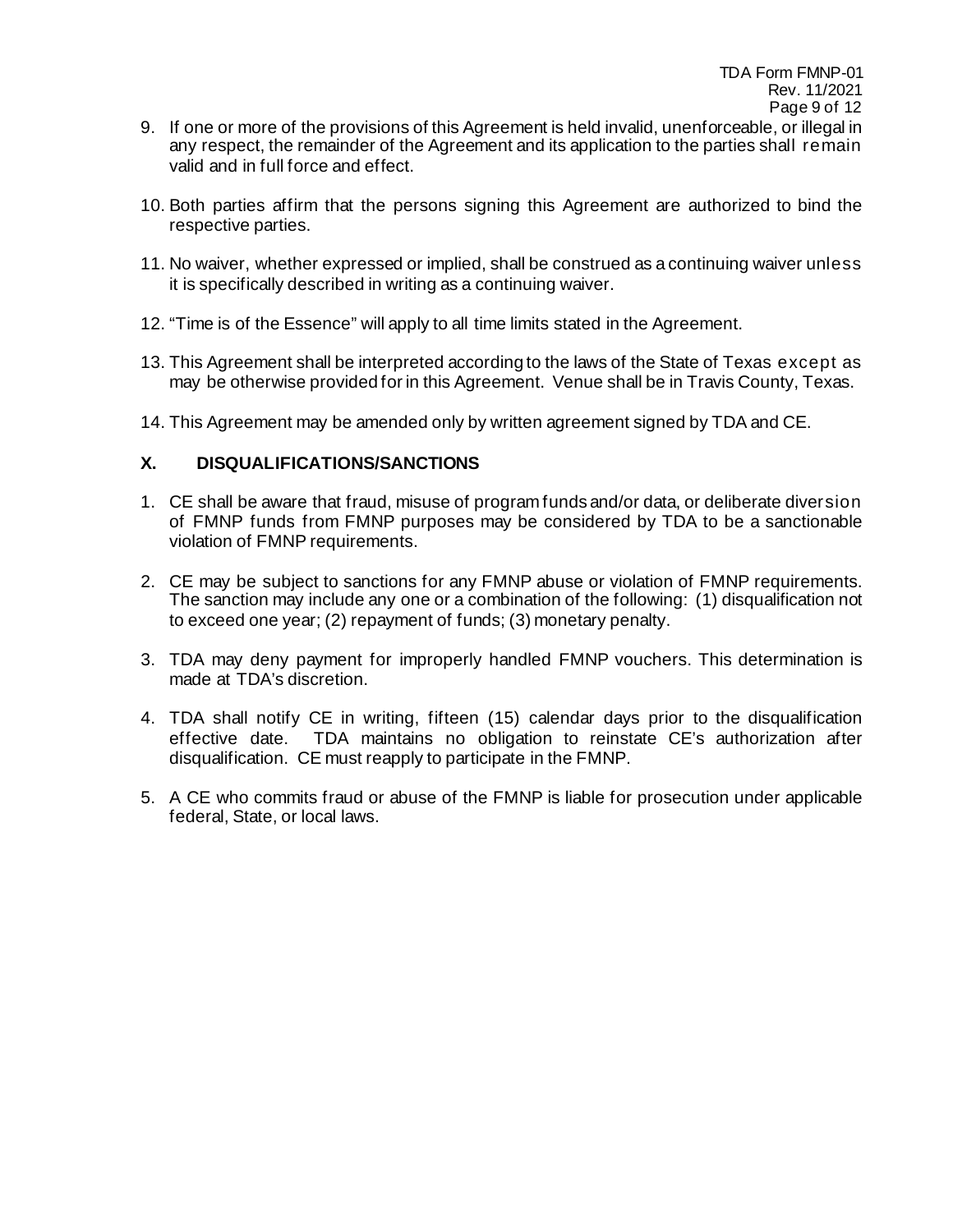9. If one or more of the provisions of this Agreement is held invalid, unenforceable, or illegal in any respect, the remainder of the Agreement and its application to the parties shall remain valid and in full force and effect.

10. Both parties affirm that the persons signing this Agreement are authorized to bind the respective parties.

11. No waiver, whether expressed or implied, shall be construed as a continuing waiver unless it is specifically described in writing as a continuing waiver.

12. "Time is of the Essence" will apply to all time limits stated in the Agreement.

13. This Agreement shall be interpreted according to the laws of the State of Texas except as may be otherwise provided for in this Agreement. Venue shall be in Travis County, Texas.

14. This Agreement may be amended only by written agreement signed by TDA and CE.

## X. DISQUALIFICATIONS/SANCTIONS

1. CE shall be aware that fraud, misuse of program funds and/or data, or deliberate diversion of FMNP funds from FMNP purposes may be considered by TDA to be a sanctionable violation of FMNP requirements.

2. CE may be subject to sanctions for any FMNP abuse or violation of FMNP requirements. The sanction may include any one or a combination of the following: (1) disqualification not to exceed one year; (2) repayment of funds; (3) monetary penalty.

3. TDA may deny payment for improperly handled FMNP vouchers. This determination is made at TDA's discretion.

4. TDA shall notify CE in writing, fifteen (15) calendar days prior to the disqualification effective date. TDA maintains no obligation to reinstate CE's authorization after disqualification. CE must reapply to participate in the FMNP.

5. A CE who commits fraud or abuse of the FMNP is liable for prosecution under applicable federal, State, or local laws.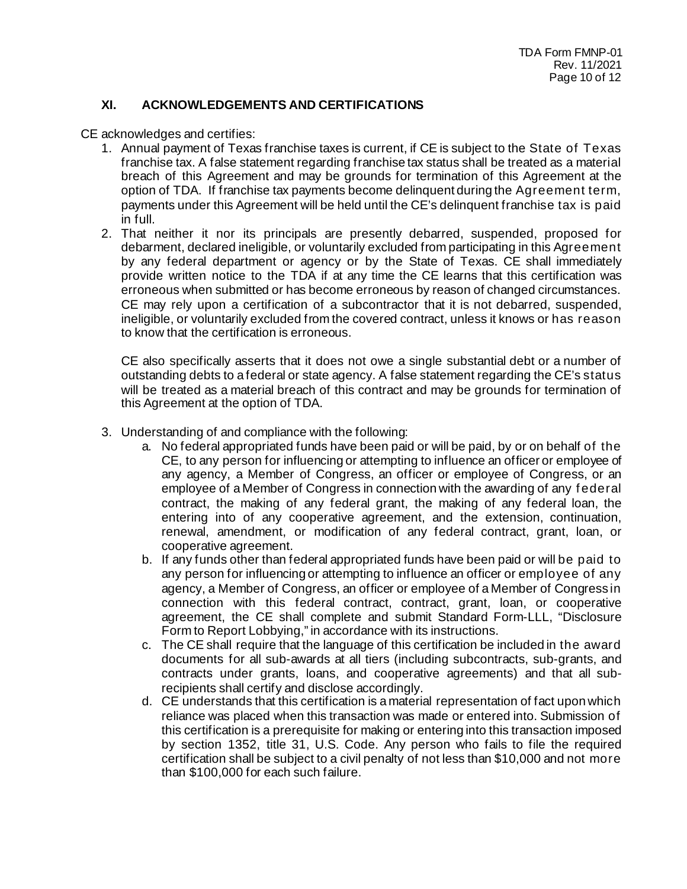## XI. ACKNOWLEDGEMENTS AND CERTIFICATIONS

CE acknowledges and certifies:

1. Annual payment of Texas franchise taxes is current, if CE is subject to the State of Texas franchise tax. A false statement regarding franchise tax status shall be treated as a material breach of this Agreement and may be grounds for termination of this Agreement at the option of TDA. If franchise tax payments become delinquent during the Agreement term, payments under this Agreement will be held until the CE's delinquent franchise tax is paid in full.
2. That neither it nor its principals are presently debarred, suspended, proposed for debarment, declared ineligible, or voluntarily excluded from participating in this Agreement by any federal department or agency or by the State of Texas. CE shall immediately provide written notice to the TDA if at any time the CE learns that this certification was erroneous when submitted or has become erroneous by reason of changed circumstances. CE may rely upon a certification of a subcontractor that it is not debarred, suspended, ineligible, or voluntarily excluded from the covered contract, unless it knows or has reason to know that the certification is erroneous.

   CE also specifically asserts that it does not owe a single substantial debt or a number of outstanding debts to a federal or state agency. A false statement regarding the CE's status will be treated as a material breach of this contract and may be grounds for termination of this Agreement at the option of TDA.

3. Understanding of and compliance with the following:
   a. No federal appropriated funds have been paid or will be paid, by or on behalf of the CE, to any person for influencing or attempting to influence an officer or employee of any agency, a Member of Congress, an officer or employee of Congress, or an employee of a Member of Congress in connection with the awarding of any federal contract, the making of any federal grant, the making of any federal loan, the entering into of any cooperative agreement, and the extension, continuation, renewal, amendment, or modification of any federal contract, grant, loan, or cooperative agreement.
   b. If any funds other than federal appropriated funds have been paid or will be paid to any person for influencing or attempting to influence an officer or employee of any agency, a Member of Congress, an officer or employee of a Member of Congress in connection with this federal contract, contract, grant, loan, or cooperative agreement, the CE shall complete and submit Standard Form-LLL, "Disclosure Form to Report Lobbying," in accordance with its instructions.
   c. The CE shall require that the language of this certification be included in the award documents for all sub-awards at all tiers (including subcontracts, sub-grants, and contracts under grants, loans, and cooperative agreements) and that all sub-recipients shall certify and disclose accordingly.
   d. CE understands that this certification is a material representation of fact upon which reliance was placed when this transaction was made or entered into. Submission of this certification is a prerequisite for making or entering into this transaction imposed by section 1352, title 31, U.S. Code. Any person who fails to file the required certification shall be subject to a civil penalty of not less than $10,000 and not more than $100,000 for each such failure.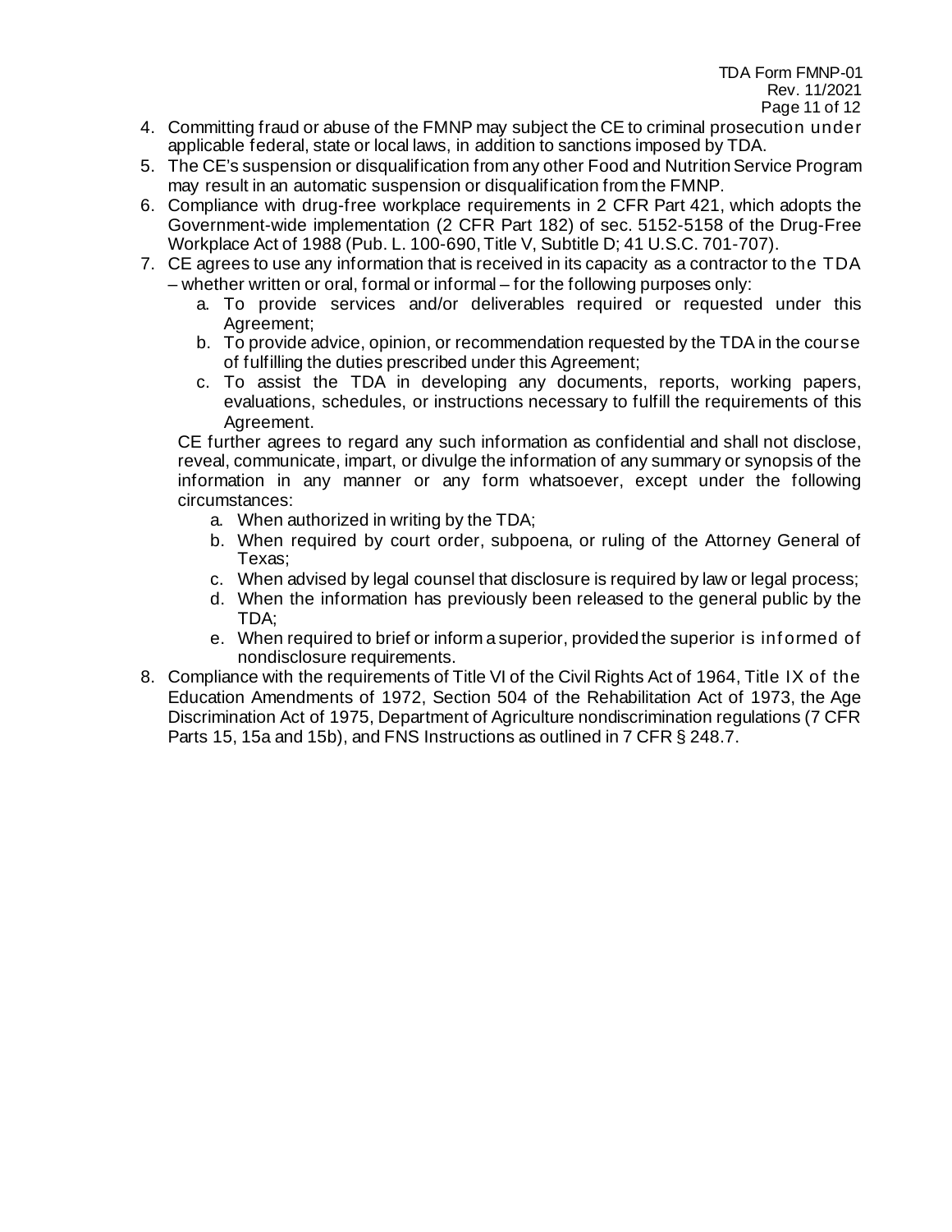4. Committing fraud or abuse of the FMNP may subject the CE to criminal prosecution under applicable federal, state or local laws, in addition to sanctions imposed by TDA.
5. The CE's suspension or disqualification from any other Food and Nutrition Service Program may result in an automatic suspension or disqualification from the FMNP.
6. Compliance with drug-free workplace requirements in 2 CFR Part 421, which adopts the Government-wide implementation (2 CFR Part 182) of sec. 5152-5158 of the Drug-Free Workplace Act of 1988 (Pub. L. 100-690, Title V, Subtitle D; 41 U.S.C. 701-707).
7. CE agrees to use any information that is received in its capacity as a contractor to the TDA – whether written or oral, formal or informal – for the following purposes only:
    a. To provide services and/or deliverables required or requested under this Agreement;
    b. To provide advice, opinion, or recommendation requested by the TDA in the course of fulfilling the duties prescribed under this Agreement;
    c. To assist the TDA in developing any documents, reports, working papers, evaluations, schedules, or instructions necessary to fulfill the requirements of this Agreement.

   CE further agrees to regard any such information as confidential and shall not disclose, reveal, communicate, impart, or divulge the information of any summary or synopsis of the information in any manner or any form whatsoever, except under the following circumstances:

    a. When authorized in writing by the TDA;
    b. When required by court order, subpoena, or ruling of the Attorney General of Texas;
    c. When advised by legal counsel that disclosure is required by law or legal process;
    d. When the information has previously been released to the general public by the TDA;
    e. When required to brief or inform a superior, provided the superior is informed of nondisclosure requirements.
8. Compliance with the requirements of Title VI of the Civil Rights Act of 1964, Title IX of the Education Amendments of 1972, Section 504 of the Rehabilitation Act of 1973, the Age Discrimination Act of 1975, Department of Agriculture nondiscrimination regulations (7 CFR Parts 15, 15a and 15b), and FNS Instructions as outlined in 7 CFR § 248.7.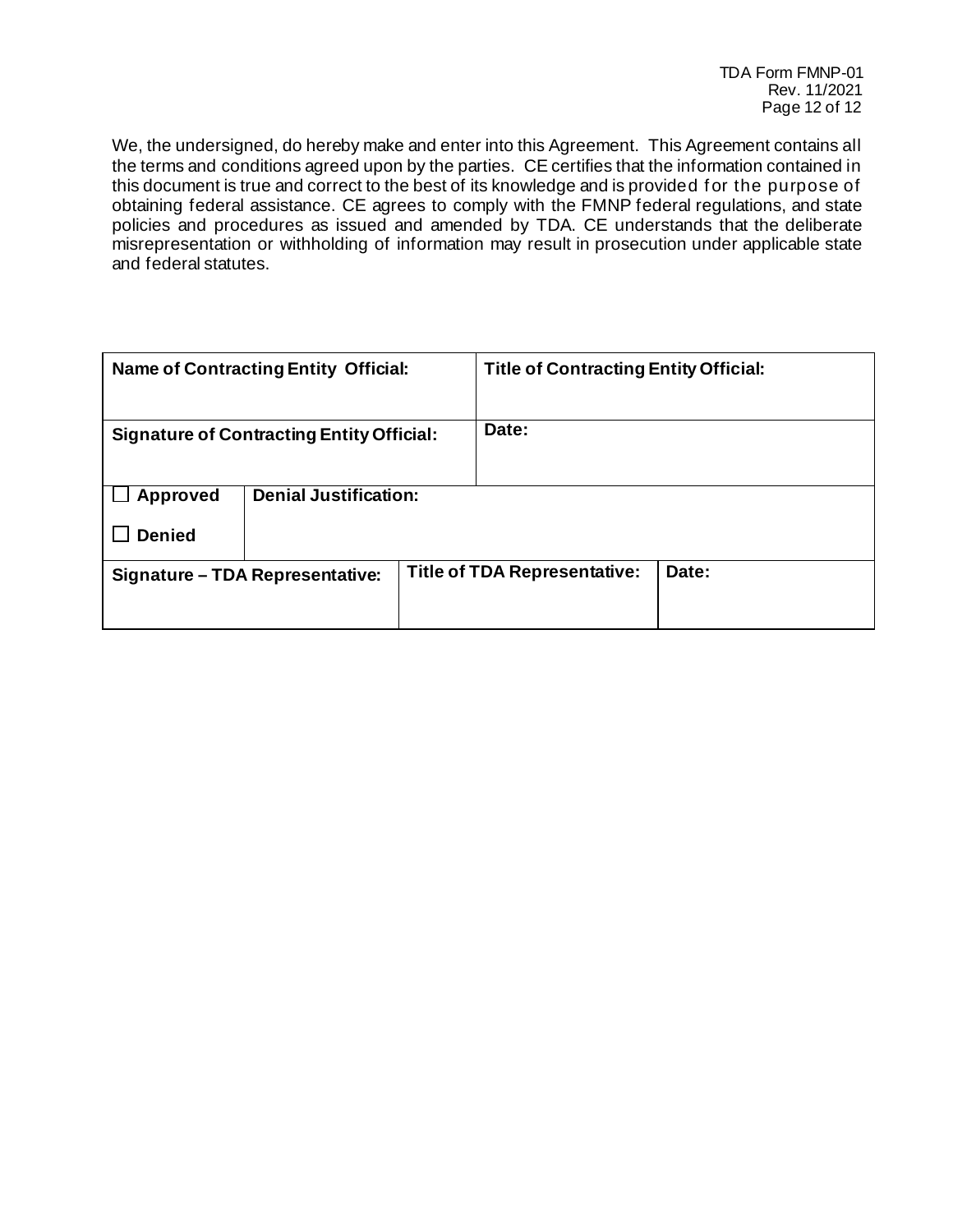We, the undersigned, do hereby make and enter into this Agreement. This Agreement contains all the terms and conditions agreed upon by the parties. CE certifies that the information contained in this document is true and correct to the best of its knowledge and is provided for the purpose of obtaining federal assistance. CE agrees to comply with the FMNP federal regulations, and state policies and procedures as issued and amended by TDA. CE understands that the deliberate misrepresentation or withholding of information may result in prosecution under applicable state and federal statutes.

| | | | |
|---|---|---|---|
| **Name of Contracting Entity Official:** | | **Title of Contracting Entity Official:** | |
| **Signature of Contracting Entity Official:** | | **Date:** | |
| ☐ **Approved**<br>☐ **Denied** | **Denial Justification:** | | |
| **Signature – TDA Representative:** | | **Title of TDA Representative:** | **Date:** |